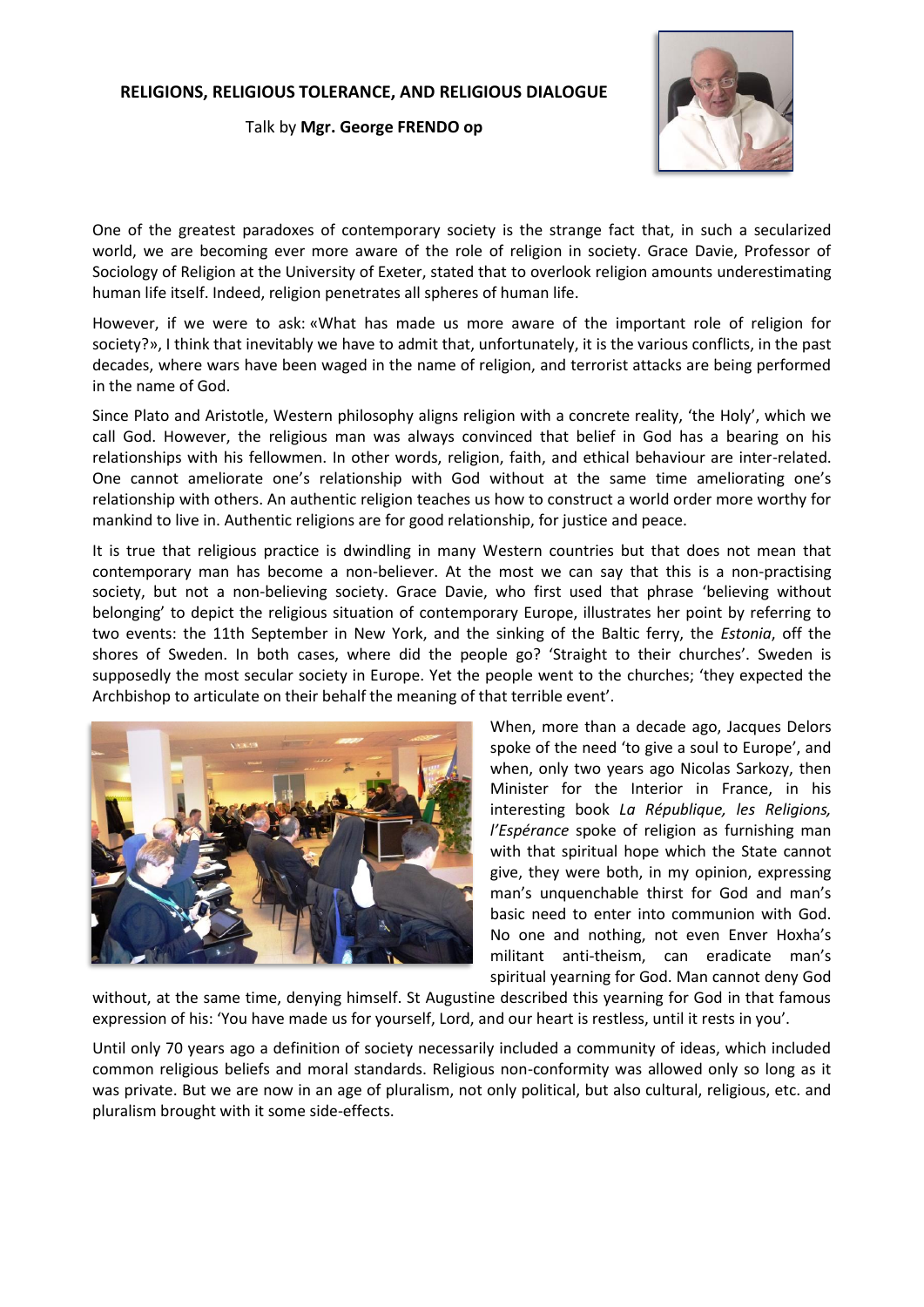## RELIGIONS, RELIGIOUS TOLERANCE, AND RELIGIOUS DIALOGUE

Talk by **Mgr. George FRENDO op**

One of the greatest paradoxes of contemporary society is the strange fact that, in such a secularized world, we are becoming ever more aware of the role of religion in society. Grace Davie, Professor of Sociology of Religion at the University of Exeter, stated that to overlook religion amounts underestimating human life itself. Indeed, religion penetrates all spheres of human life.

However, if we were to ask: «What has made us more aware of the important role of religion for society?», I think that inevitably we have to admit that, unfortunately, it is the various conflicts, in the past decades, where wars have been waged in the name of religion, and terrorist attacks are being performed in the name of God.

Since Plato and Aristotle, Western philosophy aligns religion with a concrete reality, 'the Holy', which we call God. However, the religious man was always convinced that belief in God has a bearing on his relationships with his fellowmen. In other words, religion, faith, and ethical behaviour are inter-related. One cannot ameliorate one's relationship with God without at the same time ameliorating one's relationship with others. An authentic religion teaches us how to construct a world order more worthy for mankind to live in. Authentic religions are for good relationship, for justice and peace.

It is true that religious practice is dwindling in many Western countries but that does not mean that contemporary man has become a non-believer. At the most we can say that this is a non-practising society, but not a non-believing society. Grace Davie, who first used that phrase 'believing without belonging' to depict the religious situation of contemporary Europe, illustrates her point by referring to two events: the 11th September in New York, and the sinking of the Baltic ferry, the *Estonia*, off the shores of Sweden. In both cases, where did the people go? 'Straight to their churches'. Sweden is supposedly the most secular society in Europe. Yet the people went to the churches; 'they expected the Archbishop to articulate on their behalf the meaning of that terrible event'.

When, more than a decade ago, Jacques Delors spoke of the need 'to give a soul to Europe', and when, only two years ago Nicolas Sarkozy, then Minister for the Interior in France, in his interesting book *La République, les Religions, l'Espérance* spoke of religion as furnishing man with that spiritual hope which the State cannot give, they were both, in my opinion, expressing man's unquenchable thirst for God and man's basic need to enter into communion with God. No one and nothing, not even Enver Hoxha's militant anti-theism, can eradicate man's spiritual yearning for God. Man cannot deny God without, at the same time, denying himself. St Augustine described this yearning for God in that famous expression of his: 'You have made us for yourself, Lord, and our heart is restless, until it rests in you'.

Until only 70 years ago a definition of society necessarily included a community of ideas, which included common religious beliefs and moral standards. Religious non-conformity was allowed only so long as it was private. But we are now in an age of pluralism, not only political, but also cultural, religious, etc. and pluralism brought with it some side-effects.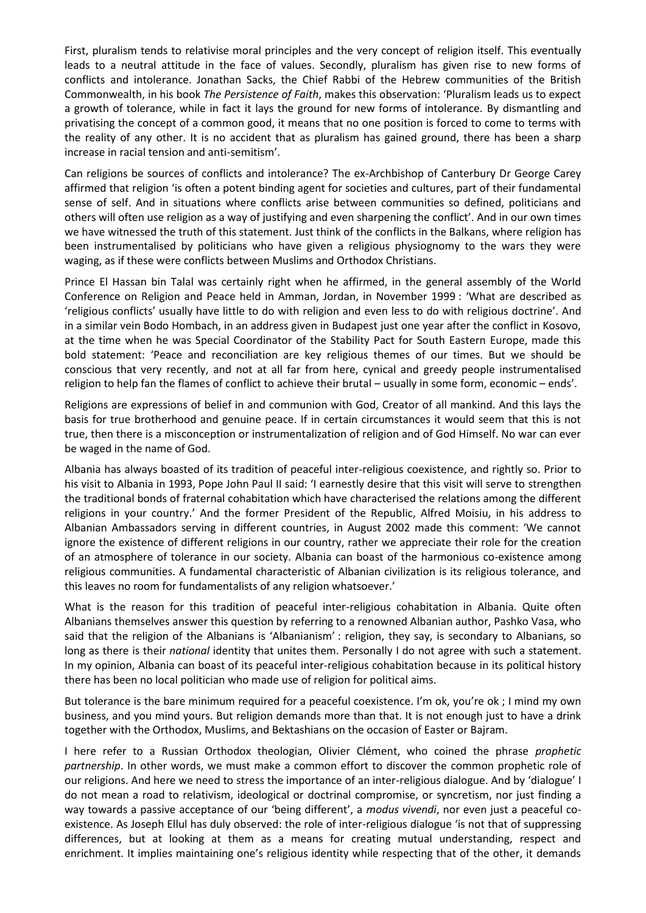First, pluralism tends to relativise moral principles and the very concept of religion itself. This eventually leads to a neutral attitude in the face of values. Secondly, pluralism has given rise to new forms of conflicts and intolerance. Jonathan Sacks, the Chief Rabbi of the Hebrew communities of the British Commonwealth, in his book *The Persistence of Faith*, makes this observation: 'Pluralism leads us to expect a growth of tolerance, while in fact it lays the ground for new forms of intolerance. By dismantling and privatising the concept of a common good, it means that no one position is forced to come to terms with the reality of any other. It is no accident that as pluralism has gained ground, there has been a sharp increase in racial tension and anti-semitism'.

Can religions be sources of conflicts and intolerance? The ex-Archbishop of Canterbury Dr George Carey affirmed that religion 'is often a potent binding agent for societies and cultures, part of their fundamental sense of self. And in situations where conflicts arise between communities so defined, politicians and others will often use religion as a way of justifying and even sharpening the conflict'. And in our own times we have witnessed the truth of this statement. Just think of the conflicts in the Balkans, where religion has been instrumentalised by politicians who have given a religious physiognomy to the wars they were waging, as if these were conflicts between Muslims and Orthodox Christians.

Prince El Hassan bin Talal was certainly right when he affirmed, in the general assembly of the World Conference on Religion and Peace held in Amman, Jordan, in November 1999 : 'What are described as 'religious conflicts' usually have little to do with religion and even less to do with religious doctrine'. And in a similar vein Bodo Hombach, in an address given in Budapest just one year after the conflict in Kosovo, at the time when he was Special Coordinator of the Stability Pact for South Eastern Europe, made this bold statement: 'Peace and reconciliation are key religious themes of our times. But we should be conscious that very recently, and not at all far from here, cynical and greedy people instrumentalised religion to help fan the flames of conflict to achieve their brutal – usually in some form, economic – ends'.

Religions are expressions of belief in and communion with God, Creator of all mankind. And this lays the basis for true brotherhood and genuine peace. If in certain circumstances it would seem that this is not true, then there is a misconception or instrumentalization of religion and of God Himself. No war can ever be waged in the name of God.

Albania has always boasted of its tradition of peaceful inter-religious coexistence, and rightly so. Prior to his visit to Albania in 1993, Pope John Paul II said: 'I earnestly desire that this visit will serve to strengthen the traditional bonds of fraternal cohabitation which have characterised the relations among the different religions in your country.' And the former President of the Republic, Alfred Moisiu, in his address to Albanian Ambassadors serving in different countries, in August 2002 made this comment: 'We cannot ignore the existence of different religions in our country, rather we appreciate their role for the creation of an atmosphere of tolerance in our society. Albania can boast of the harmonious co-existence among religious communities. A fundamental characteristic of Albanian civilization is its religious tolerance, and this leaves no room for fundamentalists of any religion whatsoever.'

What is the reason for this tradition of peaceful inter-religious cohabitation in Albania. Quite often Albanians themselves answer this question by referring to a renowned Albanian author, Pashko Vasa, who said that the religion of the Albanians is 'Albanianism' : religion, they say, is secondary to Albanians, so long as there is their *national* identity that unites them. Personally I do not agree with such a statement. In my opinion, Albania can boast of its peaceful inter-religious cohabitation because in its political history there has been no local politician who made use of religion for political aims.

But tolerance is the bare minimum required for a peaceful coexistence. I'm ok, you're ok ; I mind my own business, and you mind yours. But religion demands more than that. It is not enough just to have a drink together with the Orthodox, Muslims, and Bektashians on the occasion of Easter or Bajram.

I here refer to a Russian Orthodox theologian, Olivier Clément, who coined the phrase *prophetic partnership*. In other words, we must make a common effort to discover the common prophetic role of our religions. And here we need to stress the importance of an inter-religious dialogue. And by 'dialogue' I do not mean a road to relativism, ideological or doctrinal compromise, or syncretism, nor just finding a way towards a passive acceptance of our 'being different', a *modus vivendi*, nor even just a peaceful co-existence. As Joseph Ellul has duly observed: the role of inter-religious dialogue 'is not that of suppressing differences, but at looking at them as a means for creating mutual understanding, respect and enrichment. It implies maintaining one's religious identity while respecting that of the other, it demands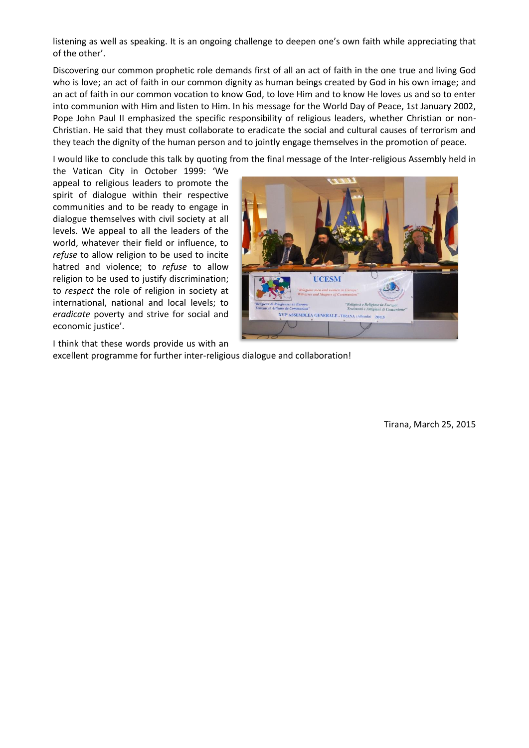listening as well as speaking. It is an ongoing challenge to deepen one's own faith while appreciating that of the other'.

Discovering our common prophetic role demands first of all an act of faith in the one true and living God who is love; an act of faith in our common dignity as human beings created by God in his own image; and an act of faith in our common vocation to know God, to love Him and to know He loves us and so to enter into communion with Him and listen to Him. In his message for the World Day of Peace, 1st January 2002, Pope John Paul II emphasized the specific responsibility of religious leaders, whether Christian or non-Christian. He said that they must collaborate to eradicate the social and cultural causes of terrorism and they teach the dignity of the human person and to jointly engage themselves in the promotion of peace.

I would like to conclude this talk by quoting from the final message of the Inter-religious Assembly held in the Vatican City in October 1999: 'We appeal to religious leaders to promote the spirit of dialogue within their respective communities and to be ready to engage in dialogue themselves with civil society at all levels. We appeal to all the leaders of the world, whatever their field or influence, to *refuse* to allow religion to be used to incite hatred and violence; to *refuse* to allow religion to be used to justify discrimination; to *respect* the role of religion in society at international, national and local levels; to *eradicate* poverty and strive for social and economic justice'.

I think that these words provide us with an excellent programme for further inter-religious dialogue and collaboration!

Tirana, March 25, 2015